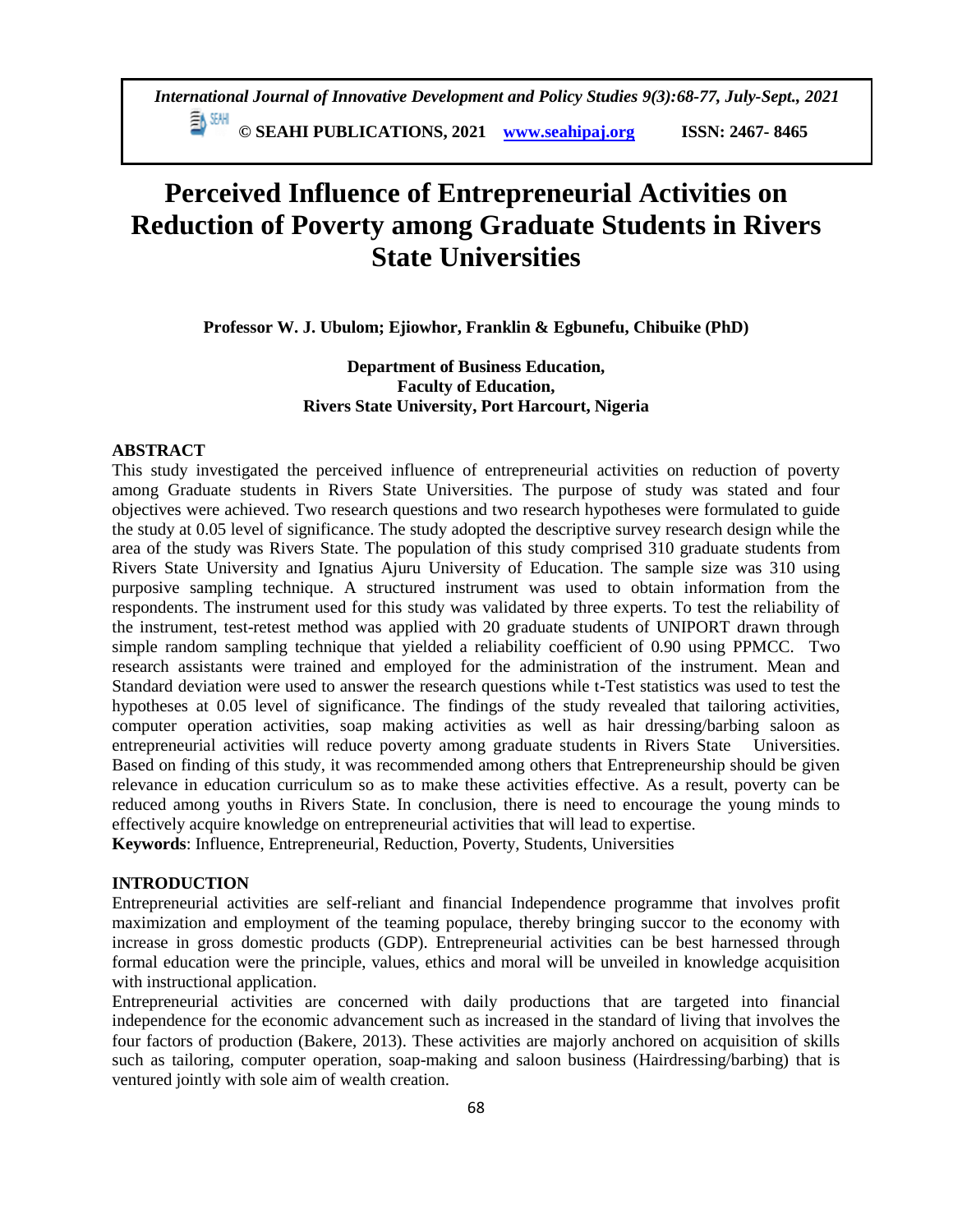# Perceived Influence of Entrepreneurial Activities on Reduction of Poverty among Graduate Students in Rivers State Universities

**Professor W. J. Ubulom; Ejiowhor, Franklin & Egbunefu, Chibuike (PhD)**

**Department of Business Education,**
**Faculty of Education,**
**Rivers State University, Port Harcourt, Nigeria**

## ABSTRACT

This study investigated the perceived influence of entrepreneurial activities on reduction of poverty among Graduate students in Rivers State Universities. The purpose of study was stated and four objectives were achieved. Two research questions and two research hypotheses were formulated to guide the study at 0.05 level of significance. The study adopted the descriptive survey research design while the area of the study was Rivers State. The population of this study comprised 310 graduate students from Rivers State University and Ignatius Ajuru University of Education. The sample size was 310 using purposive sampling technique. A structured instrument was used to obtain information from the respondents. The instrument used for this study was validated by three experts. To test the reliability of the instrument, test-retest method was applied with 20 graduate students of UNIPORT drawn through simple random sampling technique that yielded a reliability coefficient of 0.90 using PPMCC. Two research assistants were trained and employed for the administration of the instrument. Mean and Standard deviation were used to answer the research questions while t-Test statistics was used to test the hypotheses at 0.05 level of significance. The findings of the study revealed that tailoring activities, computer operation activities, soap making activities as well as hair dressing/barbing saloon as entrepreneurial activities will reduce poverty among graduate students in Rivers State Universities. Based on finding of this study, it was recommended among others that Entrepreneurship should be given relevance in education curriculum so as to make these activities effective. As a result, poverty can be reduced among youths in Rivers State. In conclusion, there is need to encourage the young minds to effectively acquire knowledge on entrepreneurial activities that will lead to expertise.

**Keywords**: Influence, Entrepreneurial, Reduction, Poverty, Students, Universities

## INTRODUCTION

Entrepreneurial activities are self-reliant and financial Independence programme that involves profit maximization and employment of the teaming populace, thereby bringing succor to the economy with increase in gross domestic products (GDP). Entrepreneurial activities can be best harnessed through formal education were the principle, values, ethics and moral will be unveiled in knowledge acquisition with instructional application.

Entrepreneurial activities are concerned with daily productions that are targeted into financial independence for the economic advancement such as increased in the standard of living that involves the four factors of production (Bakere, 2013). These activities are majorly anchored on acquisition of skills such as tailoring, computer operation, soap-making and saloon business (Hairdressing/barbing) that is ventured jointly with sole aim of wealth creation.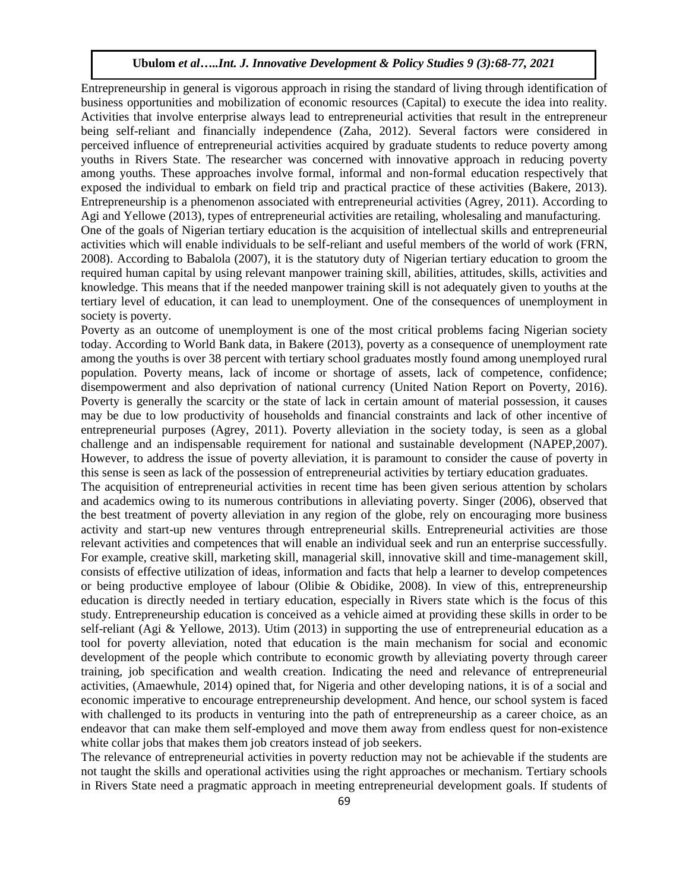Entrepreneurship in general is vigorous approach in rising the standard of living through identification of business opportunities and mobilization of economic resources (Capital) to execute the idea into reality. Activities that involve enterprise always lead to entrepreneurial activities that result in the entrepreneur being self-reliant and financially independence (Zaha, 2012). Several factors were considered in perceived influence of entrepreneurial activities acquired by graduate students to reduce poverty among youths in Rivers State. The researcher was concerned with innovative approach in reducing poverty among youths. These approaches involve formal, informal and non-formal education respectively that exposed the individual to embark on field trip and practical practice of these activities (Bakere, 2013). Entrepreneurship is a phenomenon associated with entrepreneurial activities (Agrey, 2011). According to Agi and Yellowe (2013), types of entrepreneurial activities are retailing, wholesaling and manufacturing.

One of the goals of Nigerian tertiary education is the acquisition of intellectual skills and entrepreneurial activities which will enable individuals to be self-reliant and useful members of the world of work (FRN, 2008). According to Babalola (2007), it is the statutory duty of Nigerian tertiary education to groom the required human capital by using relevant manpower training skill, abilities, attitudes, skills, activities and knowledge. This means that if the needed manpower training skill is not adequately given to youths at the tertiary level of education, it can lead to unemployment. One of the consequences of unemployment in society is poverty.

Poverty as an outcome of unemployment is one of the most critical problems facing Nigerian society today. According to World Bank data, in Bakere (2013), poverty as a consequence of unemployment rate among the youths is over 38 percent with tertiary school graduates mostly found among unemployed rural population. Poverty means, lack of income or shortage of assets, lack of competence, confidence; disempowerment and also deprivation of national currency (United Nation Report on Poverty, 2016). Poverty is generally the scarcity or the state of lack in certain amount of material possession, it causes may be due to low productivity of households and financial constraints and lack of other incentive of entrepreneurial purposes (Agrey, 2011). Poverty alleviation in the society today, is seen as a global challenge and an indispensable requirement for national and sustainable development (NAPEP,2007). However, to address the issue of poverty alleviation, it is paramount to consider the cause of poverty in this sense is seen as lack of the possession of entrepreneurial activities by tertiary education graduates.

The acquisition of entrepreneurial activities in recent time has been given serious attention by scholars and academics owing to its numerous contributions in alleviating poverty. Singer (2006), observed that the best treatment of poverty alleviation in any region of the globe, rely on encouraging more business activity and start-up new ventures through entrepreneurial skills. Entrepreneurial activities are those relevant activities and competences that will enable an individual seek and run an enterprise successfully. For example, creative skill, marketing skill, managerial skill, innovative skill and time-management skill, consists of effective utilization of ideas, information and facts that help a learner to develop competences or being productive employee of labour (Olibie & Obidike, 2008). In view of this, entrepreneurship education is directly needed in tertiary education, especially in Rivers state which is the focus of this study. Entrepreneurship education is conceived as a vehicle aimed at providing these skills in order to be self-reliant (Agi & Yellowe, 2013). Utim (2013) in supporting the use of entrepreneurial education as a tool for poverty alleviation, noted that education is the main mechanism for social and economic development of the people which contribute to economic growth by alleviating poverty through career training, job specification and wealth creation. Indicating the need and relevance of entrepreneurial activities, (Amaewhule, 2014) opined that, for Nigeria and other developing nations, it is of a social and economic imperative to encourage entrepreneurship development. And hence, our school system is faced with challenged to its products in venturing into the path of entrepreneurship as a career choice, as an endeavor that can make them self-employed and move them away from endless quest for non-existence white collar jobs that makes them job creators instead of job seekers.

The relevance of entrepreneurial activities in poverty reduction may not be achievable if the students are not taught the skills and operational activities using the right approaches or mechanism. Tertiary schools in Rivers State need a pragmatic approach in meeting entrepreneurial development goals. If students of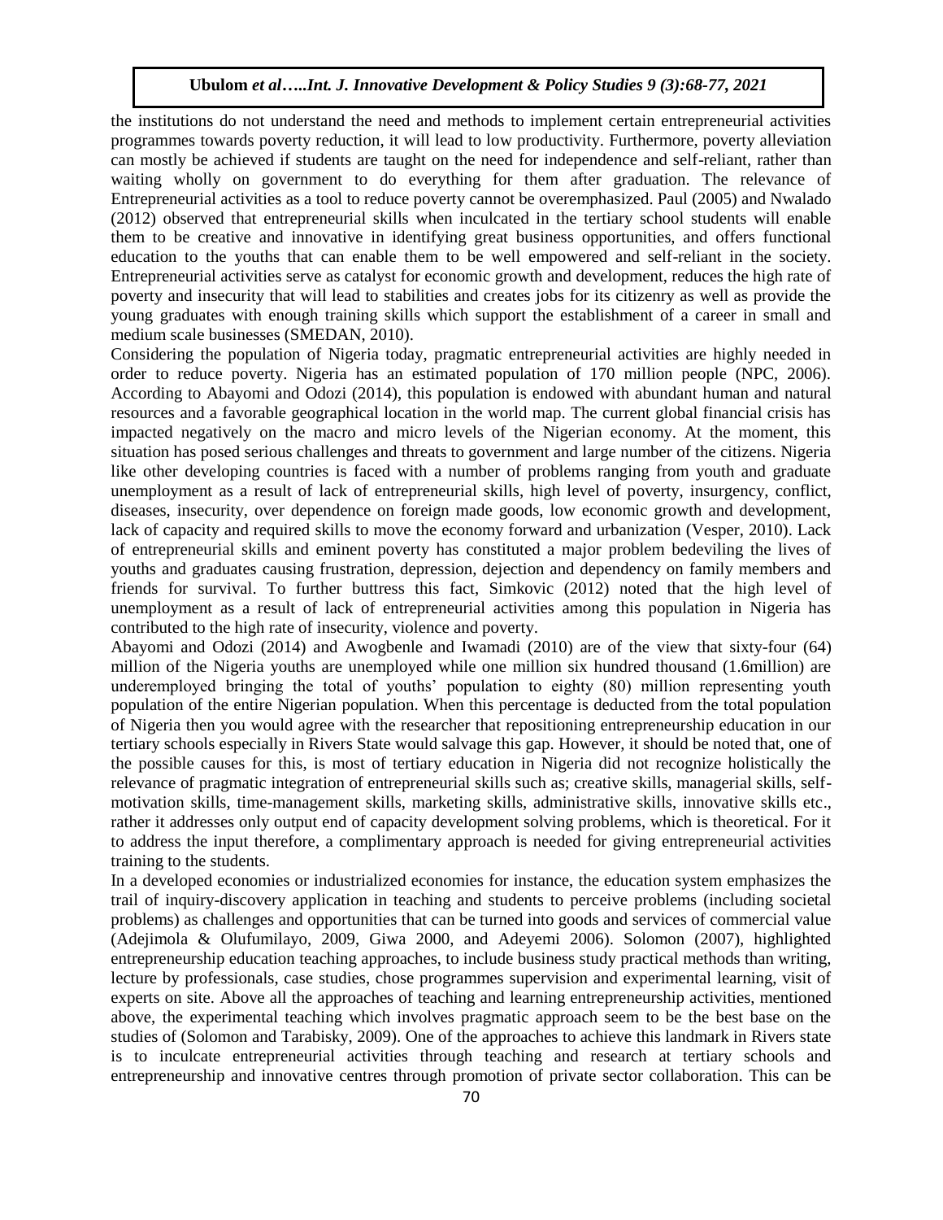the institutions do not understand the need and methods to implement certain entrepreneurial activities programmes towards poverty reduction, it will lead to low productivity. Furthermore, poverty alleviation can mostly be achieved if students are taught on the need for independence and self-reliant, rather than waiting wholly on government to do everything for them after graduation. The relevance of Entrepreneurial activities as a tool to reduce poverty cannot be overemphasized. Paul (2005) and Nwalado (2012) observed that entrepreneurial skills when inculcated in the tertiary school students will enable them to be creative and innovative in identifying great business opportunities, and offers functional education to the youths that can enable them to be well empowered and self-reliant in the society. Entrepreneurial activities serve as catalyst for economic growth and development, reduces the high rate of poverty and insecurity that will lead to stabilities and creates jobs for its citizenry as well as provide the young graduates with enough training skills which support the establishment of a career in small and medium scale businesses (SMEDAN, 2010).

Considering the population of Nigeria today, pragmatic entrepreneurial activities are highly needed in order to reduce poverty. Nigeria has an estimated population of 170 million people (NPC, 2006). According to Abayomi and Odozi (2014), this population is endowed with abundant human and natural resources and a favorable geographical location in the world map. The current global financial crisis has impacted negatively on the macro and micro levels of the Nigerian economy. At the moment, this situation has posed serious challenges and threats to government and large number of the citizens. Nigeria like other developing countries is faced with a number of problems ranging from youth and graduate unemployment as a result of lack of entrepreneurial skills, high level of poverty, insurgency, conflict, diseases, insecurity, over dependence on foreign made goods, low economic growth and development, lack of capacity and required skills to move the economy forward and urbanization (Vesper, 2010). Lack of entrepreneurial skills and eminent poverty has constituted a major problem bedeviling the lives of youths and graduates causing frustration, depression, dejection and dependency on family members and friends for survival. To further buttress this fact, Simkovic (2012) noted that the high level of unemployment as a result of lack of entrepreneurial activities among this population in Nigeria has contributed to the high rate of insecurity, violence and poverty.

Abayomi and Odozi (2014) and Awogbenle and Iwamadi (2010) are of the view that sixty-four (64) million of the Nigeria youths are unemployed while one million six hundred thousand (1.6million) are underemployed bringing the total of youths' population to eighty (80) million representing youth population of the entire Nigerian population. When this percentage is deducted from the total population of Nigeria then you would agree with the researcher that repositioning entrepreneurship education in our tertiary schools especially in Rivers State would salvage this gap. However, it should be noted that, one of the possible causes for this, is most of tertiary education in Nigeria did not recognize holistically the relevance of pragmatic integration of entrepreneurial skills such as; creative skills, managerial skills, self-motivation skills, time-management skills, marketing skills, administrative skills, innovative skills etc., rather it addresses only output end of capacity development solving problems, which is theoretical. For it to address the input therefore, a complimentary approach is needed for giving entrepreneurial activities training to the students.

In a developed economies or industrialized economies for instance, the education system emphasizes the trail of inquiry-discovery application in teaching and students to perceive problems (including societal problems) as challenges and opportunities that can be turned into goods and services of commercial value (Adejimola & Olufumilayo, 2009, Giwa 2000, and Adeyemi 2006). Solomon (2007), highlighted entrepreneurship education teaching approaches, to include business study practical methods than writing, lecture by professionals, case studies, chose programmes supervision and experimental learning, visit of experts on site. Above all the approaches of teaching and learning entrepreneurship activities, mentioned above, the experimental teaching which involves pragmatic approach seem to be the best base on the studies of (Solomon and Tarabisky, 2009). One of the approaches to achieve this landmark in Rivers state is to inculcate entrepreneurial activities through teaching and research at tertiary schools and entrepreneurship and innovative centres through promotion of private sector collaboration. This can be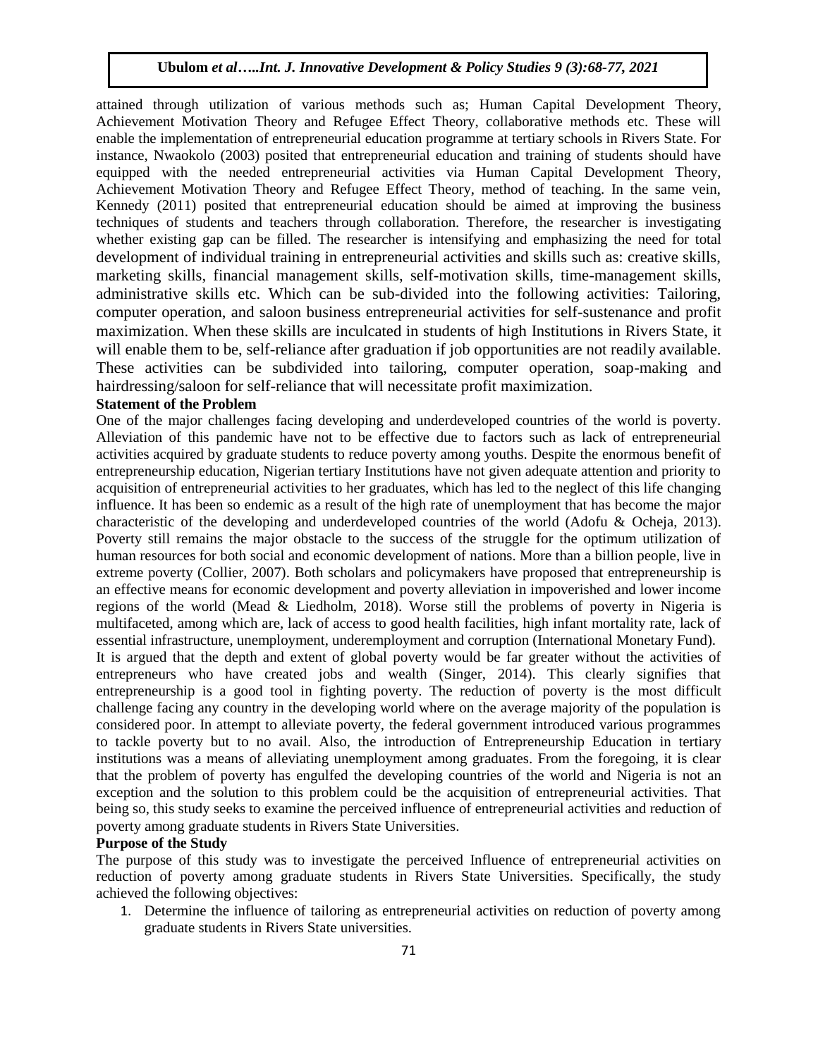attained through utilization of various methods such as; Human Capital Development Theory, Achievement Motivation Theory and Refugee Effect Theory, collaborative methods etc. These will enable the implementation of entrepreneurial education programme at tertiary schools in Rivers State. For instance, Nwaokolo (2003) posited that entrepreneurial education and training of students should have equipped with the needed entrepreneurial activities via Human Capital Development Theory, Achievement Motivation Theory and Refugee Effect Theory, method of teaching. In the same vein, Kennedy (2011) posited that entrepreneurial education should be aimed at improving the business techniques of students and teachers through collaboration. Therefore, the researcher is investigating whether existing gap can be filled. The researcher is intensifying and emphasizing the need for total development of individual training in entrepreneurial activities and skills such as: creative skills, marketing skills, financial management skills, self-motivation skills, time-management skills, administrative skills etc. Which can be sub-divided into the following activities: Tailoring, computer operation, and saloon business entrepreneurial activities for self-sustenance and profit maximization. When these skills are inculcated in students of high Institutions in Rivers State, it will enable them to be, self-reliance after graduation if job opportunities are not readily available. These activities can be subdivided into tailoring, computer operation, soap-making and hairdressing/saloon for self-reliance that will necessitate profit maximization.

### Statement of the Problem

One of the major challenges facing developing and underdeveloped countries of the world is poverty. Alleviation of this pandemic have not to be effective due to factors such as lack of entrepreneurial activities acquired by graduate students to reduce poverty among youths. Despite the enormous benefit of entrepreneurship education, Nigerian tertiary Institutions have not given adequate attention and priority to acquisition of entrepreneurial activities to her graduates, which has led to the neglect of this life changing influence. It has been so endemic as a result of the high rate of unemployment that has become the major characteristic of the developing and underdeveloped countries of the world (Adofu & Ocheja, 2013). Poverty still remains the major obstacle to the success of the struggle for the optimum utilization of human resources for both social and economic development of nations. More than a billion people, live in extreme poverty (Collier, 2007). Both scholars and policymakers have proposed that entrepreneurship is an effective means for economic development and poverty alleviation in impoverished and lower income regions of the world (Mead & Liedholm, 2018). Worse still the problems of poverty in Nigeria is multifaceted, among which are, lack of access to good health facilities, high infant mortality rate, lack of essential infrastructure, unemployment, underemployment and corruption (International Monetary Fund).

It is argued that the depth and extent of global poverty would be far greater without the activities of entrepreneurs who have created jobs and wealth (Singer, 2014). This clearly signifies that entrepreneurship is a good tool in fighting poverty. The reduction of poverty is the most difficult challenge facing any country in the developing world where on the average majority of the population is considered poor. In attempt to alleviate poverty, the federal government introduced various programmes to tackle poverty but to no avail. Also, the introduction of Entrepreneurship Education in tertiary institutions was a means of alleviating unemployment among graduates. From the foregoing, it is clear that the problem of poverty has engulfed the developing countries of the world and Nigeria is not an exception and the solution to this problem could be the acquisition of entrepreneurial activities. That being so, this study seeks to examine the perceived influence of entrepreneurial activities and reduction of poverty among graduate students in Rivers State Universities.

### Purpose of the Study

The purpose of this study was to investigate the perceived Influence of entrepreneurial activities on reduction of poverty among graduate students in Rivers State Universities. Specifically, the study achieved the following objectives:

1. Determine the influence of tailoring as entrepreneurial activities on reduction of poverty among graduate students in Rivers State universities.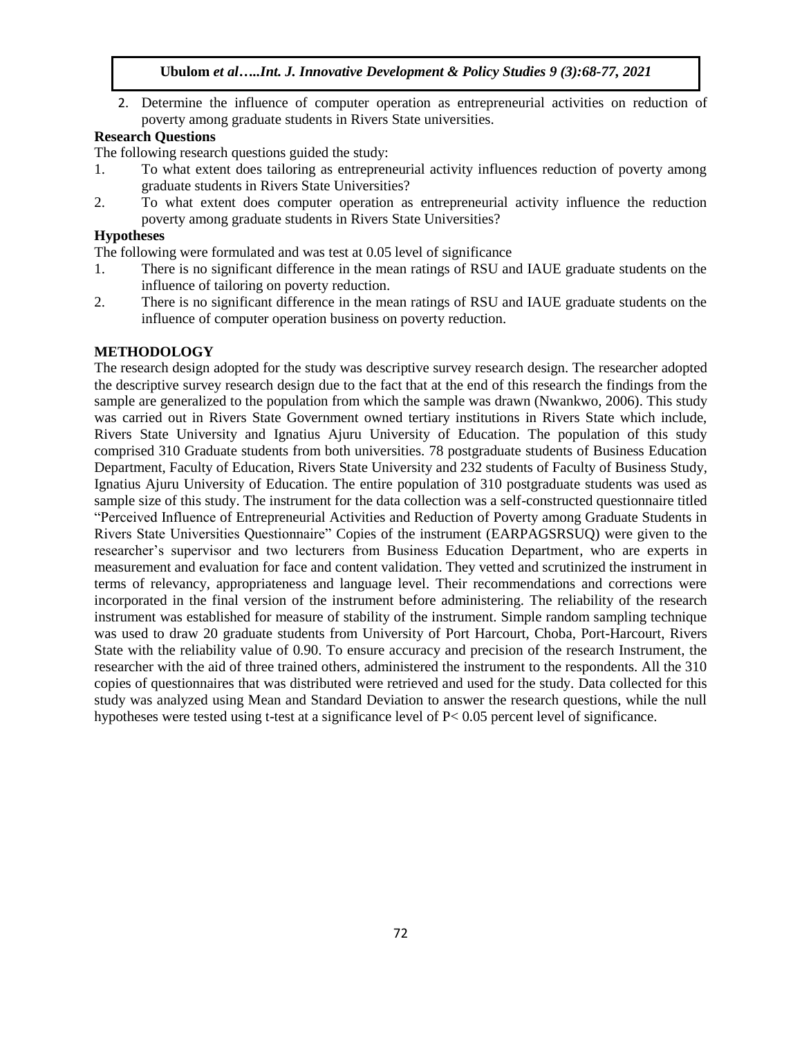2. Determine the influence of computer operation as entrepreneurial activities on reduction of poverty among graduate students in Rivers State universities.

**Research Questions**

The following research questions guided the study:

1. To what extent does tailoring as entrepreneurial activity influences reduction of poverty among graduate students in Rivers State Universities?
2. To what extent does computer operation as entrepreneurial activity influence the reduction poverty among graduate students in Rivers State Universities?

**Hypotheses**

The following were formulated and was test at 0.05 level of significance

1. There is no significant difference in the mean ratings of RSU and IAUE graduate students on the influence of tailoring on poverty reduction.
2. There is no significant difference in the mean ratings of RSU and IAUE graduate students on the influence of computer operation business on poverty reduction.

## METHODOLOGY

The research design adopted for the study was descriptive survey research design. The researcher adopted the descriptive survey research design due to the fact that at the end of this research the findings from the sample are generalized to the population from which the sample was drawn (Nwankwo, 2006). This study was carried out in Rivers State Government owned tertiary institutions in Rivers State which include, Rivers State University and Ignatius Ajuru University of Education. The population of this study comprised 310 Graduate students from both universities. 78 postgraduate students of Business Education Department, Faculty of Education, Rivers State University and 232 students of Faculty of Business Study, Ignatius Ajuru University of Education. The entire population of 310 postgraduate students was used as sample size of this study. The instrument for the data collection was a self-constructed questionnaire titled "Perceived Influence of Entrepreneurial Activities and Reduction of Poverty among Graduate Students in Rivers State Universities Questionnaire" Copies of the instrument (EARPAGSRSUQ) were given to the researcher's supervisor and two lecturers from Business Education Department, who are experts in measurement and evaluation for face and content validation. They vetted and scrutinized the instrument in terms of relevancy, appropriateness and language level. Their recommendations and corrections were incorporated in the final version of the instrument before administering. The reliability of the research instrument was established for measure of stability of the instrument. Simple random sampling technique was used to draw 20 graduate students from University of Port Harcourt, Choba, Port-Harcourt, Rivers State with the reliability value of 0.90. To ensure accuracy and precision of the research Instrument, the researcher with the aid of three trained others, administered the instrument to the respondents. All the 310 copies of questionnaires that was distributed were retrieved and used for the study. Data collected for this study was analyzed using Mean and Standard Deviation to answer the research questions, while the null hypotheses were tested using t-test at a significance level of $P < 0.05$ percent level of significance.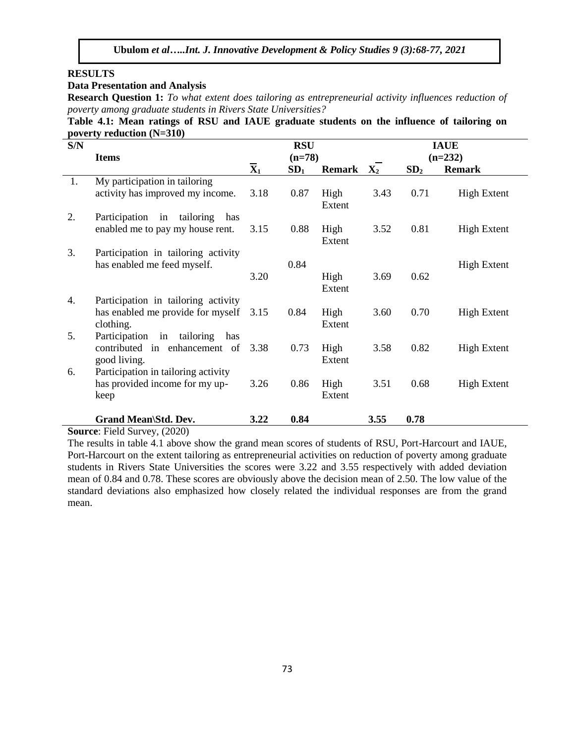## RESULTS

### Data Presentation and Analysis

**Research Question 1:** *To what extent does tailoring as entrepreneurial activity influences reduction of poverty among graduate students in Rivers State Universities?*

**Table 4.1: Mean ratings of RSU and IAUE graduate students on the influence of tailoring on poverty reduction (N=310)**

| S/N | Items | RSU (n=78) | | | IAUE (n=232) | | |
|---|---|---|---|---|---|---|---|
| | | $\overline{X}_1$ | $SD_1$ | Remark | $\overline{X}_2$ | $SD_2$ | Remark |
| 1. | My participation in tailoring activity has improved my income. | 3.18 | 0.87 | High Extent | 3.43 | 0.71 | High Extent |
| 2. | Participation in tailoring has enabled me to pay my house rent. | 3.15 | 0.88 | High Extent | 3.52 | 0.81 | High Extent |
| 3. | Participation in tailoring activity has enabled me feed myself. | 3.20 | 0.84 | High Extent | 3.69 | 0.62 | High Extent |
| 4. | Participation in tailoring activity has enabled me provide for myself clothing. | 3.15 | 0.84 | High Extent | 3.60 | 0.70 | High Extent |
| 5. | Participation in tailoring has contributed in enhancement of good living. | 3.38 | 0.73 | High Extent | 3.58 | 0.82 | High Extent |
| 6. | Participation in tailoring activity has provided income for my up-keep | 3.26 | 0.86 | High Extent | 3.51 | 0.68 | High Extent |
| | **Grand Mean\Std. Dev.** | **3.22** | **0.84** | | **3.55** | **0.78** | |

**Source**: Field Survey, (2020)

The results in table 4.1 above show the grand mean scores of students of RSU, Port-Harcourt and IAUE, Port-Harcourt on the extent tailoring as entrepreneurial activities on reduction of poverty among graduate students in Rivers State Universities the scores were 3.22 and 3.55 respectively with added deviation mean of 0.84 and 0.78. These scores are obviously above the decision mean of 2.50. The low value of the standard deviations also emphasized how closely related the individual responses are from the grand mean.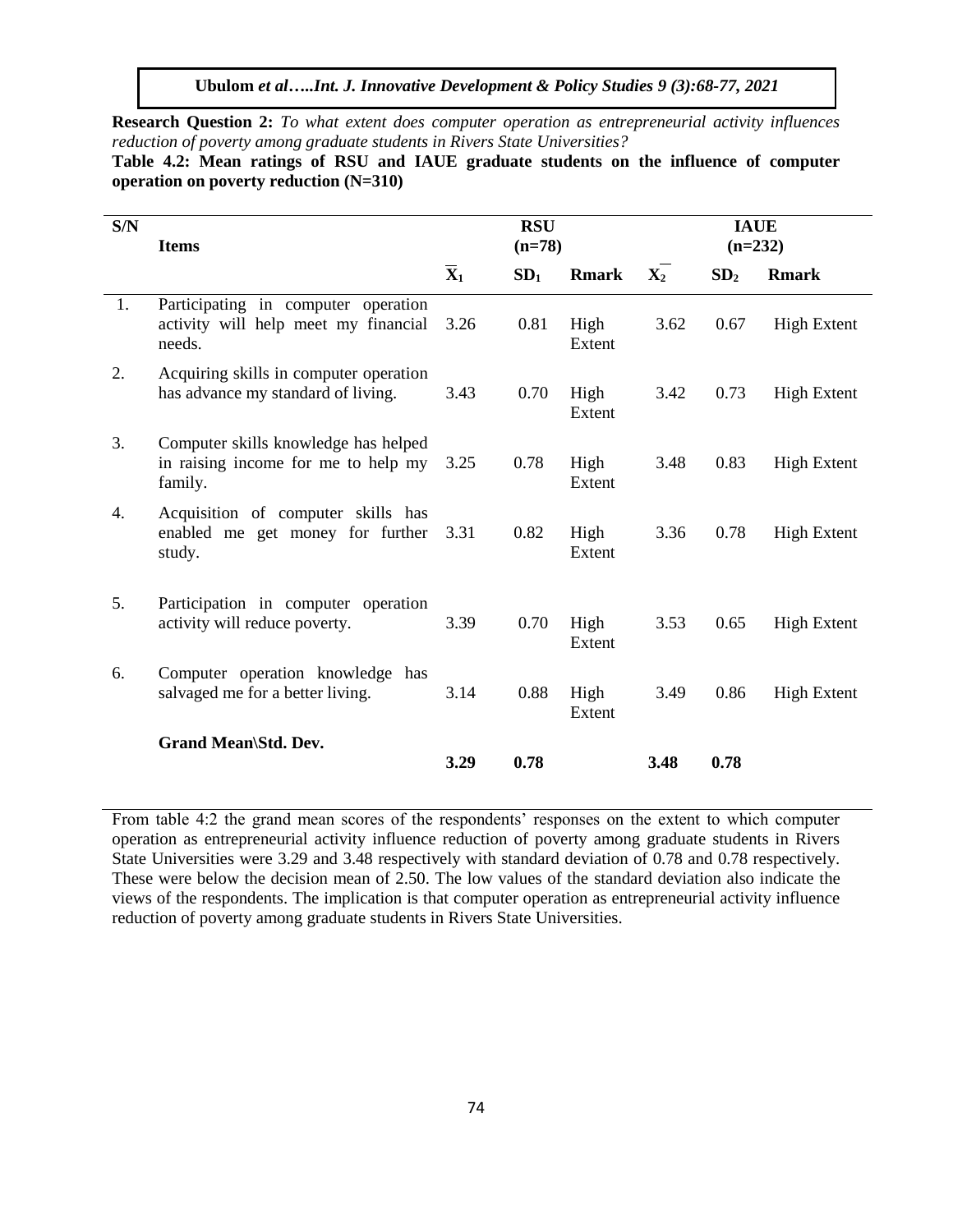**Research Question 2:** *To what extent does computer operation as entrepreneurial activity influences reduction of poverty among graduate students in Rivers State Universities?*

**Table 4.2: Mean ratings of RSU and IAUE graduate students on the influence of computer operation on poverty reduction (N=310)**

| S/N | Items | RSU (n=78) | | | IAUE (n=232) | | |
|---|---|---|---|---|---|---|---|
| | | $\overline{X}_1$ | $SD_1$ | Rmark | $\overline{X}_2$ | $SD_2$ | Rmark |
| 1. | Participating in computer operation activity will help meet my financial needs. | 3.26 | 0.81 | High Extent | 3.62 | 0.67 | High Extent |
| 2. | Acquiring skills in computer operation has advance my standard of living. | 3.43 | 0.70 | High Extent | 3.42 | 0.73 | High Extent |
| 3. | Computer skills knowledge has helped in raising income for me to help my family. | 3.25 | 0.78 | High Extent | 3.48 | 0.83 | High Extent |
| 4. | Acquisition of computer skills has enabled me get money for further study. | 3.31 | 0.82 | High Extent | 3.36 | 0.78 | High Extent |
| 5. | Participation in computer operation activity will reduce poverty. | 3.39 | 0.70 | High Extent | 3.53 | 0.65 | High Extent |
| 6. | Computer operation knowledge has salvaged me for a better living. | 3.14 | 0.88 | High Extent | 3.49 | 0.86 | High Extent |
| | **Grand Mean\Std. Dev.** | **3.29** | **0.78** | | **3.48** | **0.78** | |

From table 4:2 the grand mean scores of the respondents' responses on the extent to which computer operation as entrepreneurial activity influence reduction of poverty among graduate students in Rivers State Universities were 3.29 and 3.48 respectively with standard deviation of 0.78 and 0.78 respectively. These were below the decision mean of 2.50. The low values of the standard deviation also indicate the views of the respondents. The implication is that computer operation as entrepreneurial activity influence reduction of poverty among graduate students in Rivers State Universities.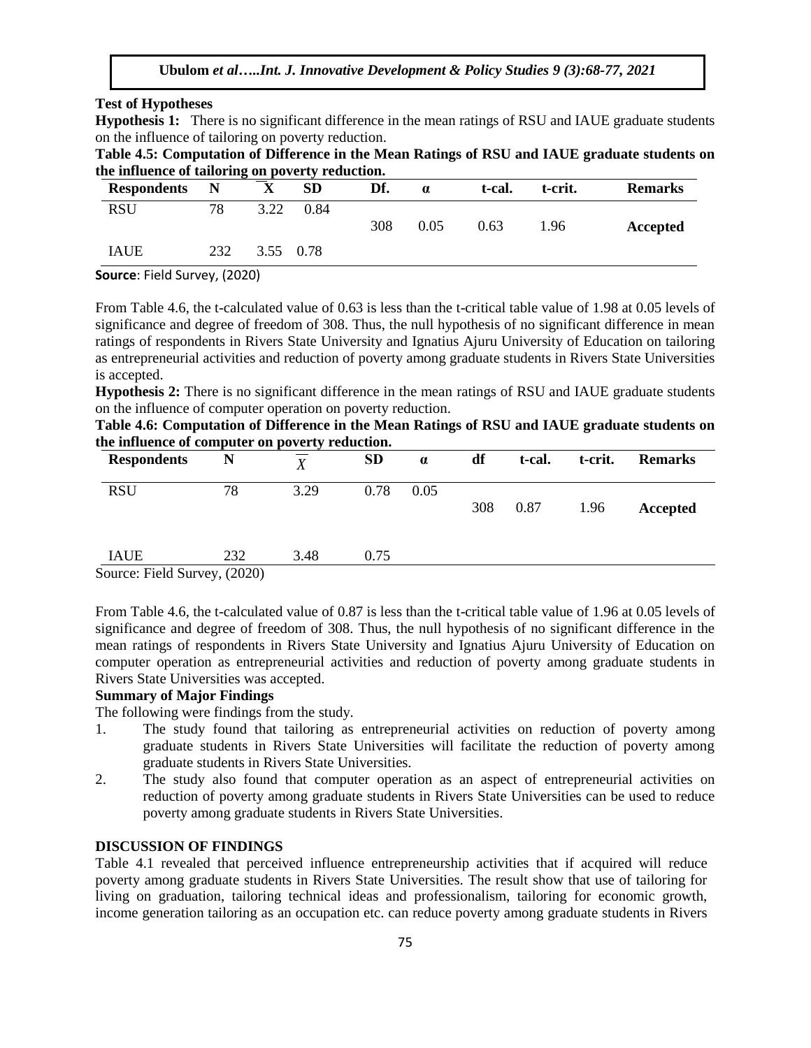### Test of Hypotheses

**Hypothesis 1:** There is no significant difference in the mean ratings of RSU and IAUE graduate students on the influence of tailoring on poverty reduction.

**Table 4.5: Computation of Difference in the Mean Ratings of RSU and IAUE graduate students on the influence of tailoring on poverty reduction.**

| Respondents | N | $\bar{X}$ | SD | Df. | α | t-cal. | t-crit. | Remarks |
|---|---|---|---|---|---|---|---|---|
| RSU | 78 | 3.22 | 0.84 | 308 | 0.05 | 0.63 | 1.96 | **Accepted** |
| IAUE | 232 | 3.55 | 0.78 | | | | | |

**Source**: Field Survey, (2020)

From Table 4.6, the t-calculated value of 0.63 is less than the t-critical table value of 1.98 at 0.05 levels of significance and degree of freedom of 308. Thus, the null hypothesis of no significant difference in mean ratings of respondents in Rivers State University and Ignatius Ajuru University of Education on tailoring as entrepreneurial activities and reduction of poverty among graduate students in Rivers State Universities is accepted.

**Hypothesis 2:** There is no significant difference in the mean ratings of RSU and IAUE graduate students on the influence of computer operation on poverty reduction.

**Table 4.6: Computation of Difference in the Mean Ratings of RSU and IAUE graduate students on the influence of computer on poverty reduction.**

| Respondents | N | $\overline{X}$ | SD | α | df | t-cal. | t-crit. | Remarks |
|---|---|---|---|---|---|---|---|---|
| RSU | 78 | 3.29 | 0.78 | 0.05 | 308 | 0.87 | 1.96 | **Accepted** |
| IAUE | 232 | 3.48 | 0.75 | | | | | |

Source: Field Survey, (2020)

From Table 4.6, the t-calculated value of 0.87 is less than the t-critical table value of 1.96 at 0.05 levels of significance and degree of freedom of 308. Thus, the null hypothesis of no significant difference in the mean ratings of respondents in Rivers State University and Ignatius Ajuru University of Education on computer operation as entrepreneurial activities and reduction of poverty among graduate students in Rivers State Universities was accepted.

### Summary of Major Findings

The following were findings from the study.

1. The study found that tailoring as entrepreneurial activities on reduction of poverty among graduate students in Rivers State Universities will facilitate the reduction of poverty among graduate students in Rivers State Universities.
2. The study also found that computer operation as an aspect of entrepreneurial activities on reduction of poverty among graduate students in Rivers State Universities can be used to reduce poverty among graduate students in Rivers State Universities.

## DISCUSSION OF FINDINGS

Table 4.1 revealed that perceived influence entrepreneurship activities that if acquired will reduce poverty among graduate students in Rivers State Universities. The result show that use of tailoring for living on graduation, tailoring technical ideas and professionalism, tailoring for economic growth, income generation tailoring as an occupation etc. can reduce poverty among graduate students in Rivers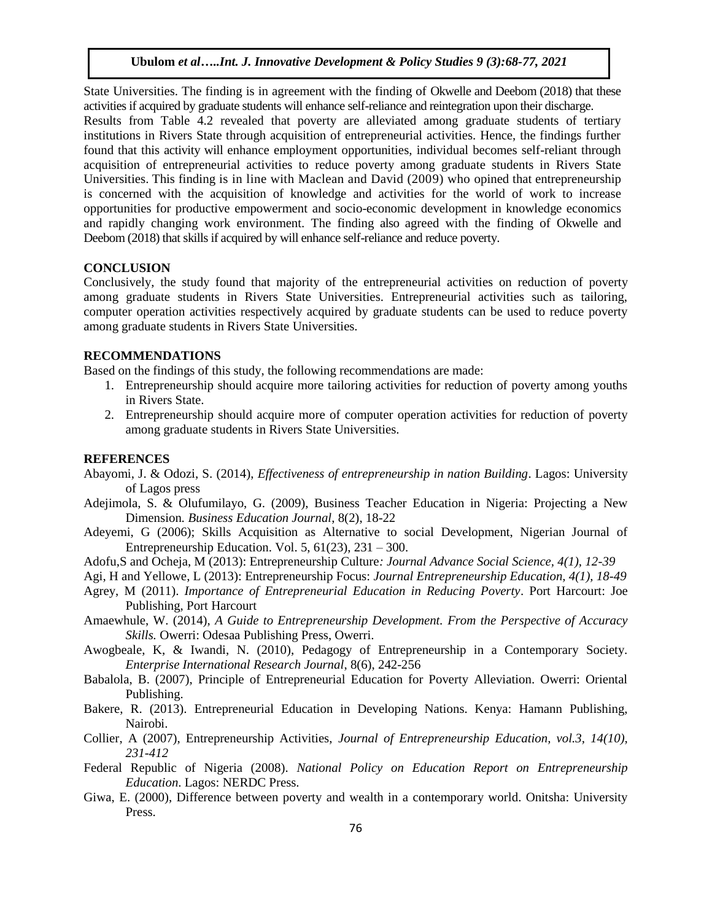State Universities. The finding is in agreement with the finding of Okwelle and Deebom (2018) that these activities if acquired by graduate students will enhance self-reliance and reintegration upon their discharge.

Results from Table 4.2 revealed that poverty are alleviated among graduate students of tertiary institutions in Rivers State through acquisition of entrepreneurial activities. Hence, the findings further found that this activity will enhance employment opportunities, individual becomes self-reliant through acquisition of entrepreneurial activities to reduce poverty among graduate students in Rivers State Universities. This finding is in line with Maclean and David (2009) who opined that entrepreneurship is concerned with the acquisition of knowledge and activities for the world of work to increase opportunities for productive empowerment and socio-economic development in knowledge economics and rapidly changing work environment. The finding also agreed with the finding of Okwelle and Deebom (2018) that skills if acquired by will enhance self-reliance and reduce poverty.

## CONCLUSION

Conclusively, the study found that majority of the entrepreneurial activities on reduction of poverty among graduate students in Rivers State Universities. Entrepreneurial activities such as tailoring, computer operation activities respectively acquired by graduate students can be used to reduce poverty among graduate students in Rivers State Universities.

## RECOMMENDATIONS

Based on the findings of this study, the following recommendations are made:

1. Entrepreneurship should acquire more tailoring activities for reduction of poverty among youths in Rivers State.
2. Entrepreneurship should acquire more of computer operation activities for reduction of poverty among graduate students in Rivers State Universities.

## REFERENCES

Abayomi, J. & Odozi, S. (2014), *Effectiveness of entrepreneurship in nation Building*. Lagos: University of Lagos press

Adejimola, S. & Olufumilayo, G. (2009), Business Teacher Education in Nigeria: Projecting a New Dimension. *Business Education Journal*, 8(2), 18-22

Adeyemi, G (2006); Skills Acquisition as Alternative to social Development, Nigerian Journal of Entrepreneurship Education. Vol. 5, 61(23), 231 – 300.

Adofu,S and Ocheja, M (2013): Entrepreneurship Culture*: Journal Advance Social Science, 4(1), 12-39*

Agi, H and Yellowe, L (2013): Entrepreneurship Focus: *Journal Entrepreneurship Education, 4(1), 18-49*

Agrey, M (2011). *Importance of Entrepreneurial Education in Reducing Poverty*. Port Harcourt: Joe Publishing, Port Harcourt

Amaewhule, W. (2014), *A Guide to Entrepreneurship Development. From the Perspective of Accuracy Skills.* Owerri: Odesaa Publishing Press, Owerri.

Awogbeale, K, & Iwandi, N. (2010), Pedagogy of Entrepreneurship in a Contemporary Society. *Enterprise International Research Journal*, 8(6), 242-256

Babalola, B. (2007), Principle of Entrepreneurial Education for Poverty Alleviation. Owerri: Oriental Publishing.

Bakere, R. (2013). Entrepreneurial Education in Developing Nations. Kenya: Hamann Publishing, Nairobi.

Collier, A (2007), Entrepreneurship Activities, *Journal of Entrepreneurship Education, vol.3, 14(10), 231-412*

Federal Republic of Nigeria (2008). *National Policy on Education Report on Entrepreneurship Education*. Lagos: NERDC Press.

Giwa, E. (2000), Difference between poverty and wealth in a contemporary world. Onitsha: University Press.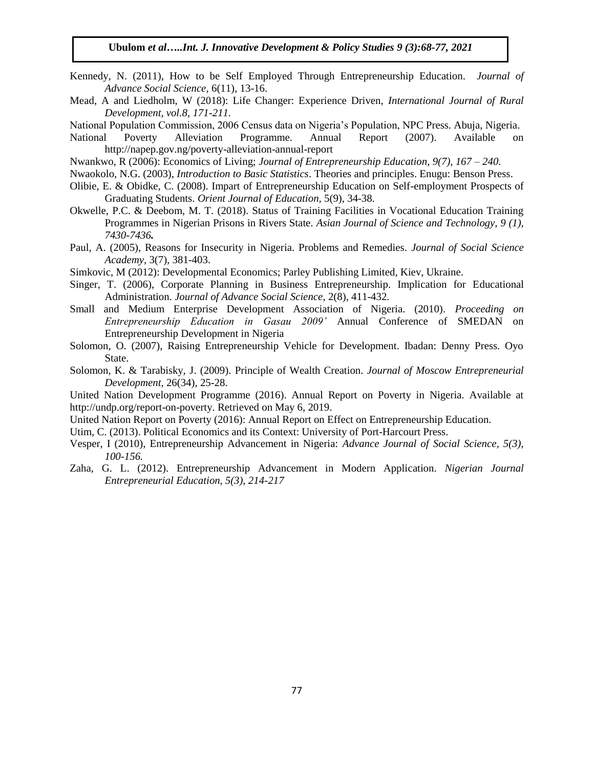Kennedy, N. (2011), How to be Self Employed Through Entrepreneurship Education. *Journal of Advance Social Science*, 6(11), 13-16.

Mead, A and Liedholm, W (2018): Life Changer: Experience Driven, *International Journal of Rural Development, vol.8, 171-211.*

National Population Commission, 2006 Census data on Nigeria's Population, NPC Press. Abuja, Nigeria.

National Poverty Alleviation Programme. Annual Report (2007). Available on http://napep.gov.ng/poverty-alleviation-annual-report

Nwankwo, R (2006): Economics of Living; *Journal of Entrepreneurship Education, 9(7), 167 – 240.*

Nwaokolo, N.G. (2003), *Introduction to Basic Statistics*. Theories and principles. Enugu: Benson Press.

Olibie, E. & Obidke, C. (2008). Impart of Entrepreneurship Education on Self-employment Prospects of Graduating Students. *Orient Journal of Education,* 5(9), 34-38.

Okwelle, P.C. & Deebom, M. T. (2018). Status of Training Facilities in Vocational Education Training Programmes in Nigerian Prisons in Rivers State. *Asian Journal of Science and Technology, 9 (1), 7430-7436.*

Paul, A. (2005), Reasons for Insecurity in Nigeria. Problems and Remedies. *Journal of Social Science Academy,* 3(7), 381-403.

Simkovic, M (2012): Developmental Economics; Parley Publishing Limited, Kiev, Ukraine.

Singer, T. (2006), Corporate Planning in Business Entrepreneurship. Implication for Educational Administration. *Journal of Advance Social Science*, 2(8), 411-432.

Small and Medium Enterprise Development Association of Nigeria. (2010). *Proceeding on Entrepreneurship Education in Gasau 2009'* Annual Conference of SMEDAN on Entrepreneurship Development in Nigeria

Solomon, O. (2007), Raising Entrepreneurship Vehicle for Development. Ibadan: Denny Press. Oyo State.

Solomon, K. & Tarabisky, J. (2009). Principle of Wealth Creation. *Journal of Moscow Entrepreneurial Development,* 26(34), 25-28.

United Nation Development Programme (2016). Annual Report on Poverty in Nigeria. Available at http://undp.org/report-on-poverty. Retrieved on May 6, 2019.

United Nation Report on Poverty (2016): Annual Report on Effect on Entrepreneurship Education.

Utim, C. (2013). Political Economics and its Context: University of Port-Harcourt Press.

Vesper, I (2010), Entrepreneurship Advancement in Nigeria: *Advance Journal of Social Science, 5(3), 100-156.*

Zaha, G. L. (2012). Entrepreneurship Advancement in Modern Application. *Nigerian Journal Entrepreneurial Education, 5(3), 214-217*